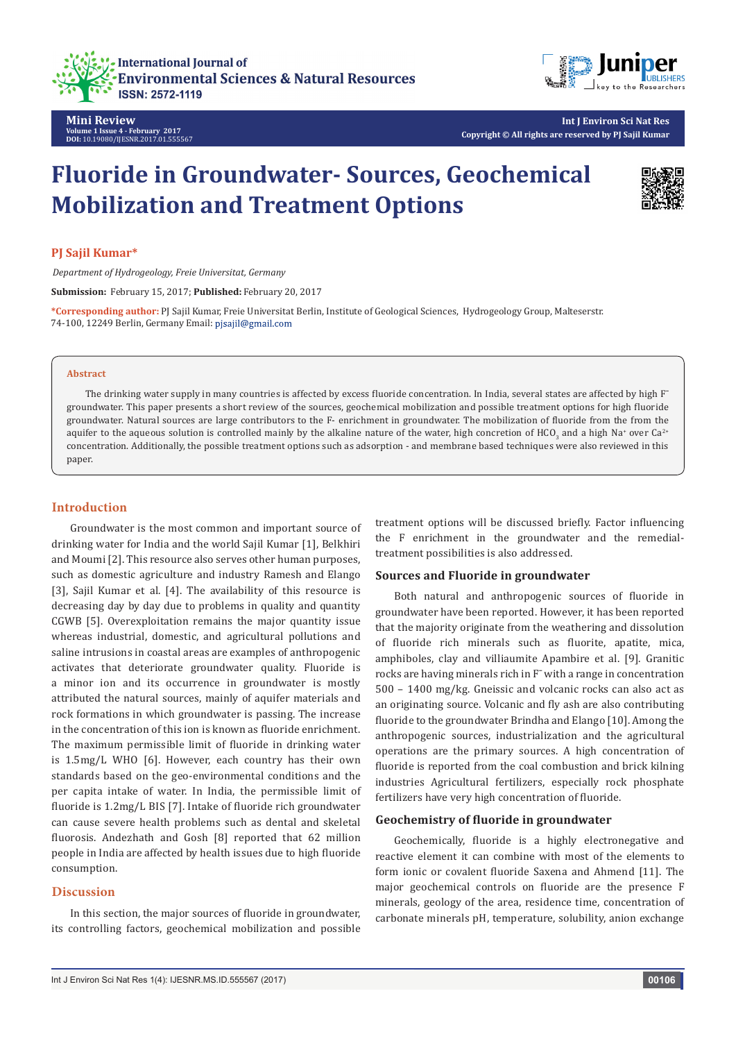Mini Review
Volume 1 Issue 4 - February 2017
DOI: 10.19080/IJESNR.2017.01.555567

Copyright © All rights are reserved by PJ Sajil Kumar

# Fluoride in Groundwater- Sources, Geochemical Mobilization and Treatment Options

**PJ Sajil Kumar***

*Department of Hydrogeology, Freie Universitat, Germany*

**Submission:** February 15, 2017; **Published:** February 20, 2017

**\*Corresponding author:** PJ Sajil Kumar, Freie Universitat Berlin, Institute of Geological Sciences, Hydrogeology Group, Malteserstr. 74-100, 12249 Berlin, Germany Email: pjsajil@gmail.com

## Abstract

The drinking water supply in many countries is affected by excess fluoride concentration. In India, several states are affected by high $F^-$ groundwater. This paper presents a short review of the sources, geochemical mobilization and possible treatment options for high fluoride groundwater. Natural sources are large contributors to the F- enrichment in groundwater. The mobilization of fluoride from the from the aquifer to the aqueous solution is controlled mainly by the alkaline nature of the water, high concretion of $HCO_3$ and a high $Na^+$ over $Ca^{2+}$ concentration. Additionally, the possible treatment options such as adsorption - and membrane based techniques were also reviewed in this paper.

## Introduction

Groundwater is the most common and important source of drinking water for India and the world Sajil Kumar [1], Belkhiri and Moumi [2]. This resource also serves other human purposes, such as domestic agriculture and industry Ramesh and Elango [3], Sajil Kumar et al. [4]. The availability of this resource is decreasing day by day due to problems in quality and quantity CGWB [5]. Overexploitation remains the major quantity issue whereas industrial, domestic, and agricultural pollutions and saline intrusions in coastal areas are examples of anthropogenic activates that deteriorate groundwater quality. Fluoride is a minor ion and its occurrence in groundwater is mostly attributed the natural sources, mainly of aquifer materials and rock formations in which groundwater is passing. The increase in the concentration of this ion is known as fluoride enrichment. The maximum permissible limit of fluoride in drinking water is 1.5mg/L WHO [6]. However, each country has their own standards based on the geo-environmental conditions and the per capita intake of water. In India, the permissible limit of fluoride is 1.2mg/L BIS [7]. Intake of fluoride rich groundwater can cause severe health problems such as dental and skeletal fluorosis. Andezhath and Gosh [8] reported that 62 million people in India are affected by health issues due to high fluoride consumption.

## Discussion

In this section, the major sources of fluoride in groundwater, its controlling factors, geochemical mobilization and possible treatment options will be discussed briefly. Factor influencing the F enrichment in the groundwater and the remedial-treatment possibilities is also addressed.

### Sources and Fluoride in groundwater

Both natural and anthropogenic sources of fluoride in groundwater have been reported. However, it has been reported that the majority originate from the weathering and dissolution of fluoride rich minerals such as fluorite, apatite, mica, amphiboles, clay and villiaumite Apambire et al. [9]. Granitic rocks are having minerals rich in $F^-$ with a range in concentration 500 – 1400 mg/kg. Gneissic and volcanic rocks can also act as an originating source. Volcanic and fly ash are also contributing fluoride to the groundwater Brindha and Elango [10]. Among the anthropogenic sources, industrialization and the agricultural operations are the primary sources. A high concentration of fluoride is reported from the coal combustion and brick kilning industries Agricultural fertilizers, especially rock phosphate fertilizers have very high concentration of fluoride.

### Geochemistry of fluoride in groundwater

Geochemically, fluoride is a highly electronegative and reactive element it can combine with most of the elements to form ionic or covalent fluoride Saxena and Ahmend [11]. The major geochemical controls on fluoride are the presence F minerals, geology of the area, residence time, concentration of carbonate minerals pH, temperature, solubility, anion exchange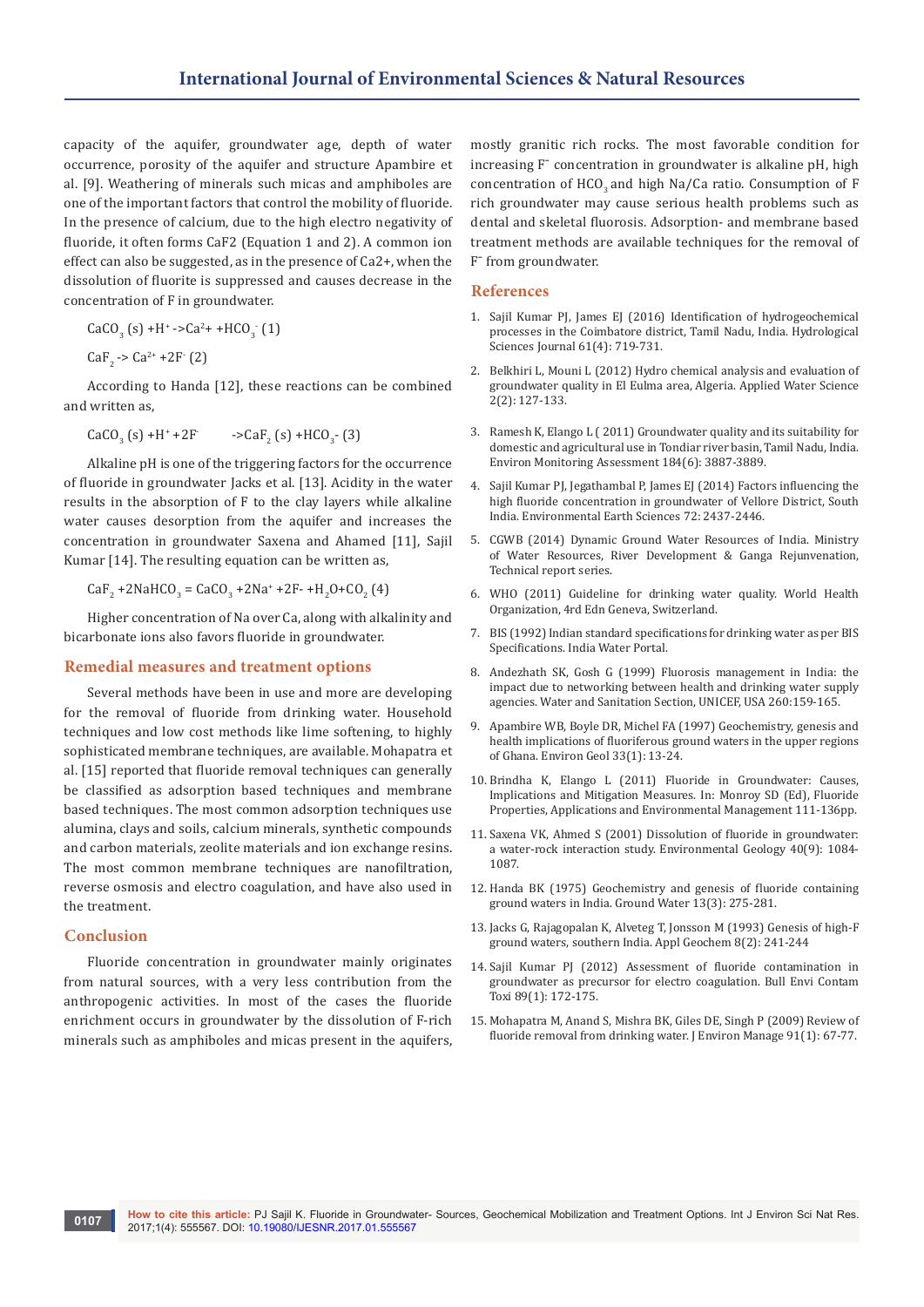capacity of the aquifer, groundwater age, depth of water occurrence, porosity of the aquifer and structure Apambire et al. [9]. Weathering of minerals such micas and amphiboles are one of the important factors that control the mobility of fluoride. In the presence of calcium, due to the high electro negativity of fluoride, it often forms CaF2 (Equation 1 and 2). A common ion effect can also be suggested, as in the presence of Ca2+, when the dissolution of fluorite is suppressed and causes decrease in the concentration of F in groundwater.

$CaCO_3$ (s) $+H^+ \rightarrow Ca^{2+} + HCO_3^-$ (1)

$CaF_2 \rightarrow Ca^{2+} + 2F^-$ (2)

According to Handa [12], these reactions can be combined and written as,

$CaCO_3$ (s) $+H^+ + 2F^- \rightarrow CaF_2$ (s) $+HCO_3^-$ (3)

Alkaline pH is one of the triggering factors for the occurrence of fluoride in groundwater Jacks et al. [13]. Acidity in the water results in the absorption of F to the clay layers while alkaline water causes desorption from the aquifer and increases the concentration in groundwater Saxena and Ahamed [11], Sajil Kumar [14]. The resulting equation can be written as,

$CaF_2 + 2NaHCO_3 = CaCO_3 + 2Na^+ + 2F^- + H_2O + CO_2$ (4)

Higher concentration of Na over Ca, along with alkalinity and bicarbonate ions also favors fluoride in groundwater.

## Remedial measures and treatment options

Several methods have been in use and more are developing for the removal of fluoride from drinking water. Household techniques and low cost methods like lime softening, to highly sophisticated membrane techniques, are available. Mohapatra et al. [15] reported that fluoride removal techniques can generally be classified as adsorption based techniques and membrane based techniques. The most common adsorption techniques use alumina, clays and soils, calcium minerals, synthetic compounds and carbon materials, zeolite materials and ion exchange resins. The most common membrane techniques are nanofiltration, reverse osmosis and electro coagulation, and have also used in the treatment.

## Conclusion

Fluoride concentration in groundwater mainly originates from natural sources, with a very less contribution from the anthropogenic activities. In most of the cases the fluoride enrichment occurs in groundwater by the dissolution of F-rich minerals such as amphiboles and micas present in the aquifers, mostly granitic rich rocks. The most favorable condition for increasing $F^-$ concentration in groundwater is alkaline pH, high concentration of $HCO_3$ and high Na/Ca ratio. Consumption of F rich groundwater may cause serious health problems such as dental and skeletal fluorosis. Adsorption- and membrane based treatment methods are available techniques for the removal of $F^-$ from groundwater.

## References

1. Sajil Kumar PJ, James EJ (2016) Identification of hydrogeochemical processes in the Coimbatore district, Tamil Nadu, India. Hydrological Sciences Journal 61(4): 719-731.
2. Belkhiri L, Mouni L (2012) Hydro chemical analysis and evaluation of groundwater quality in El Eulma area, Algeria. Applied Water Science 2(2): 127-133.
3. Ramesh K, Elango L ( 2011) Groundwater quality and its suitability for domestic and agricultural use in Tondiar river basin, Tamil Nadu, India. Environ Monitoring Assessment 184(6): 3887-3889.
4. Sajil Kumar PJ, Jegathambal P, James EJ (2014) Factors influencing the high fluoride concentration in groundwater of Vellore District, South India. Environmental Earth Sciences 72: 2437-2446.
5. CGWB (2014) Dynamic Ground Water Resources of India. Ministry of Water Resources, River Development & Ganga Rejunvenation, Technical report series.
6. WHO (2011) Guideline for drinking water quality. World Health Organization, 4rd Edn Geneva, Switzerland.
7. BIS (1992) Indian standard specifications for drinking water as per BIS Specifications. India Water Portal.
8. Andezhath SK, Gosh G (1999) Fluorosis management in India: the impact due to networking between health and drinking water supply agencies. Water and Sanitation Section, UNICEF, USA 260:159-165.
9. Apambire WB, Boyle DR, Michel FA (1997) Geochemistry, genesis and health implications of fluoriferous ground waters in the upper regions of Ghana. Environ Geol 33(1): 13-24.
10. Brindha K, Elango L (2011) Fluoride in Groundwater: Causes, Implications and Mitigation Measures. In: Monroy SD (Ed), Fluoride Properties, Applications and Environmental Management 111-136pp.
11. Saxena VK, Ahmed S (2001) Dissolution of fluoride in groundwater: a water-rock interaction study. Environmental Geology 40(9): 1084-1087.
12. Handa BK (1975) Geochemistry and genesis of fluoride containing ground waters in India. Ground Water 13(3): 275-281.
13. Jacks G, Rajagopalan K, Alveteg T, Jonsson M (1993) Genesis of high-F ground waters, southern India. Appl Geochem 8(2): 241-244
14. Sajil Kumar PJ (2012) Assessment of fluoride contamination in groundwater as precursor for electro coagulation. Bull Envi Contam Toxi 89(1): 172-175.
15. Mohapatra M, Anand S, Mishra BK, Giles DE, Singh P (2009) Review of fluoride removal from drinking water. J Environ Manage 91(1): 67-77.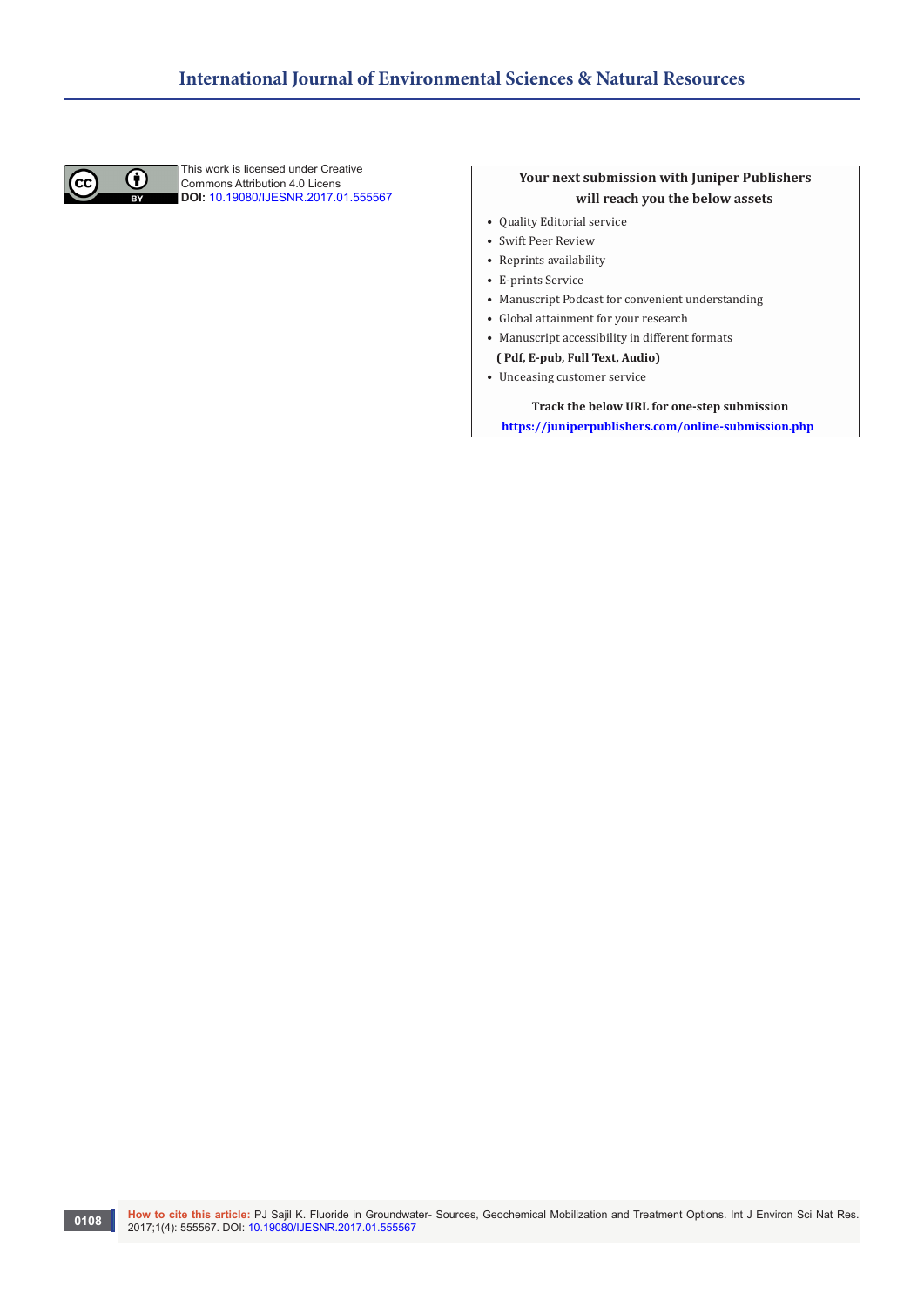This work is licensed under Creative Commons Attribution 4.0 Licens
**DOI:** 10.19080/IJESNR.2017.01.555567

**Your next submission with Juniper Publishers will reach you the below assets**

- Quality Editorial service
- Swift Peer Review
- Reprints availability
- E-prints Service
- Manuscript Podcast for convenient understanding
- Global attainment for your research
- Manuscript accessibility in different formats

**( Pdf, E-pub, Full Text, Audio)**

- Unceasing customer service

**Track the below URL for one-step submission**
**https://juniperpublishers.com/online-submission.php**

**How to cite this article:** PJ Sajil K. Fluoride in Groundwater- Sources, Geochemical Mobilization and Treatment Options. Int J Environ Sci Nat Res. 2017;1(4): 555567. DOI: 10.19080/IJESNR.2017.01.555567